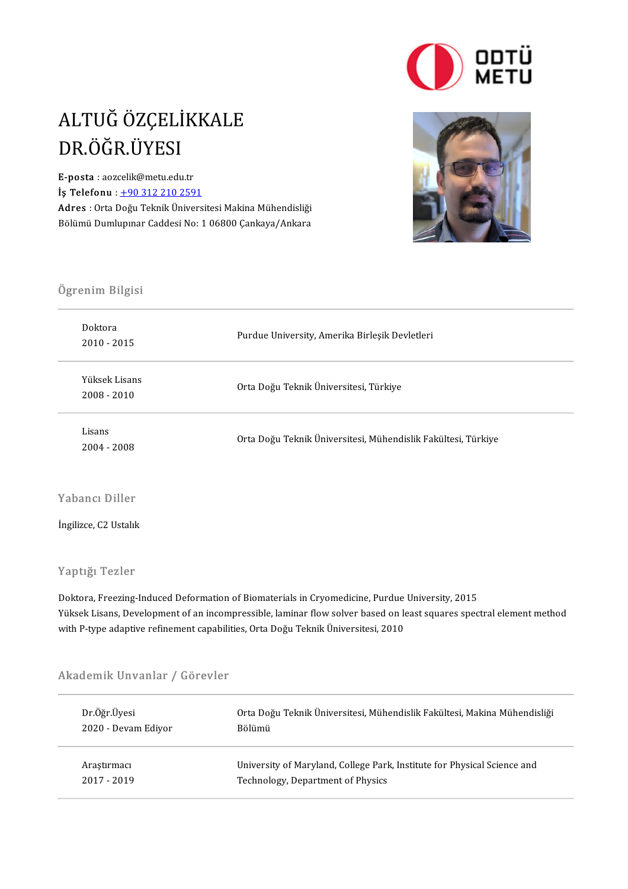# ALTUĞ ÖZÇELİKKALE
# DR.ÖĞR.ÜYESI

**E-posta** : aozcelik@metu.edu.tr
**İş Telefonu** : +90 312 210 2591
**Adres** : Orta Doğu Teknik Üniversitesi Makina Mühendisliği Bölümü Dumlupınar Caddesi No: 1 06800 Çankaya/Ankara

## Ögrenim Bilgisi

| | |
|---|---|
| Doktora<br>2010 - 2015 | Purdue University, Amerika Birleşik Devletleri |
| Yüksek Lisans<br>2008 - 2010 | Orta Doğu Teknik Üniversitesi, Türkiye |
| Lisans<br>2004 - 2008 | Orta Doğu Teknik Üniversitesi, Mühendislik Fakültesi, Türkiye |

## Yabancı Diller

İngilizce, C2 Ustalık

## Yaptığı Tezler

Doktora, Freezing-Induced Deformation of Biomaterials in Cryomedicine, Purdue University, 2015
Yüksek Lisans, Development of an incompressible, laminar flow solver based on least squares spectral element method with P-type adaptive refinement capabilities, Orta Doğu Teknik Üniversitesi, 2010

## Akademik Unvanlar / Görevler

| | |
|---|---|
| Dr.Öğr.Üyesi<br>2020 - Devam Ediyor | Orta Doğu Teknik Üniversitesi, Mühendislik Fakültesi, Makina Mühendisliği Bölümü |
| Araştırmacı<br>2017 - 2019 | University of Maryland, College Park, Institute for Physical Science and Technology, Department of Physics |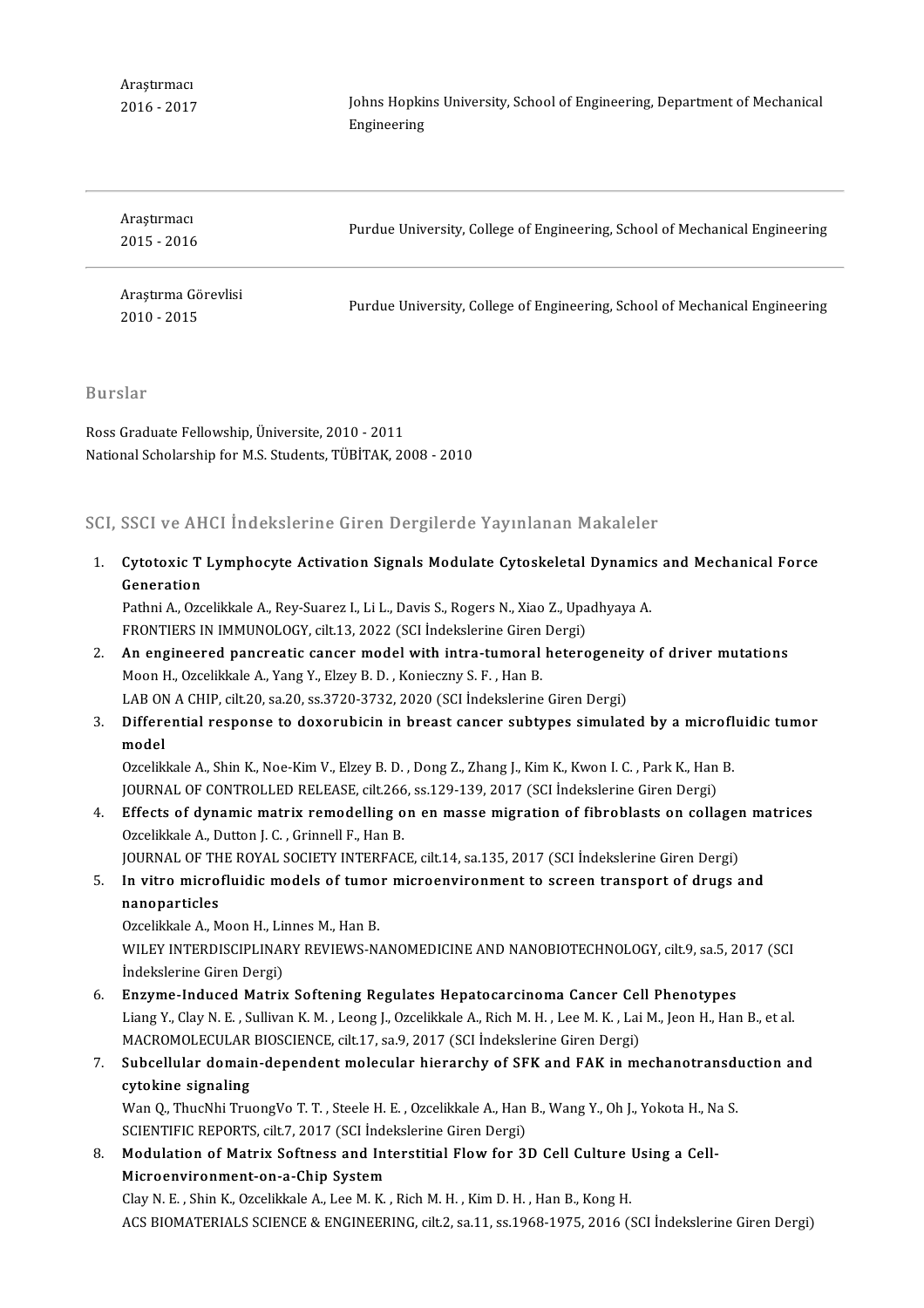| | |
|---|---|
| Araştırmacı<br>2016 - 2017 | Johns Hopkins University, School of Engineering, Department of Mechanical Engineering |
| Araştırmacı<br>2015 - 2016 | Purdue University, College of Engineering, School of Mechanical Engineering |
| Araştırma Görevlisi<br>2010 - 2015 | Purdue University, College of Engineering, School of Mechanical Engineering |

## Burslar

Ross Graduate Fellowship, Üniversite, 2010 - 2011
National Scholarship for M.S. Students, TÜBİTAK, 2008 - 2010

## SCI, SSCI ve AHCI İndekslerine Giren Dergilerde Yayınlanan Makaleler

1. **Cytotoxic T Lymphocyte Activation Signals Modulate Cytoskeletal Dynamics and Mechanical Force Generation**
   Pathni A., Ozcelikkale A., Rey-Suarez I., Li L., Davis S., Rogers N., Xiao Z., Upadhyaya A.
   FRONTIERS IN IMMUNOLOGY, cilt.13, 2022 (SCI İndekslerine Giren Dergi)
2. **An engineered pancreatic cancer model with intra-tumoral heterogeneity of driver mutations**
   Moon H., Ozcelikkale A., Yang Y., Elzey B. D. , Konieczny S. F. , Han B.
   LAB ON A CHIP, cilt.20, sa.20, ss.3720-3732, 2020 (SCI İndekslerine Giren Dergi)
3. **Differential response to doxorubicin in breast cancer subtypes simulated by a microfluidic tumor model**
   Ozcelikkale A., Shin K., Noe-Kim V., Elzey B. D. , Dong Z., Zhang J., Kim K., Kwon I. C. , Park K., Han B.
   JOURNAL OF CONTROLLED RELEASE, cilt.266, ss.129-139, 2017 (SCI İndekslerine Giren Dergi)
4. **Effects of dynamic matrix remodelling on en masse migration of fibroblasts on collagen matrices**
   Ozcelikkale A., Dutton J. C. , Grinnell F., Han B.
   JOURNAL OF THE ROYAL SOCIETY INTERFACE, cilt.14, sa.135, 2017 (SCI İndekslerine Giren Dergi)
5. **In vitro microfluidic models of tumor microenvironment to screen transport of drugs and nanoparticles**
   Ozcelikkale A., Moon H., Linnes M., Han B.
   WILEY INTERDISCIPLINARY REVIEWS-NANOMEDICINE AND NANOBIOTECHNOLOGY, cilt.9, sa.5, 2017 (SCI İndekslerine Giren Dergi)
6. **Enzyme-Induced Matrix Softening Regulates Hepatocarcinoma Cancer Cell Phenotypes**
   Liang Y., Clay N. E. , Sullivan K. M. , Leong J., Ozcelikkale A., Rich M. H. , Lee M. K. , Lai M., Jeon H., Han B., et al.
   MACROMOLECULAR BIOSCIENCE, cilt.17, sa.9, 2017 (SCI İndekslerine Giren Dergi)
7. **Subcellular domain-dependent molecular hierarchy of SFK and FAK in mechanotransduction and cytokine signaling**
   Wan Q., ThucNhi TruongVo T. T. , Steele H. E. , Ozcelikkale A., Han B., Wang Y., Oh J., Yokota H., Na S.
   SCIENTIFIC REPORTS, cilt.7, 2017 (SCI İndekslerine Giren Dergi)
8. **Modulation of Matrix Softness and Interstitial Flow for 3D Cell Culture Using a Cell-Microenvironment-on-a-Chip System**
   Clay N. E. , Shin K., Ozcelikkale A., Lee M. K. , Rich M. H. , Kim D. H. , Han B., Kong H.
   ACS BIOMATERIALS SCIENCE & ENGINEERING, cilt.2, sa.11, ss.1968-1975, 2016 (SCI İndekslerine Giren Dergi)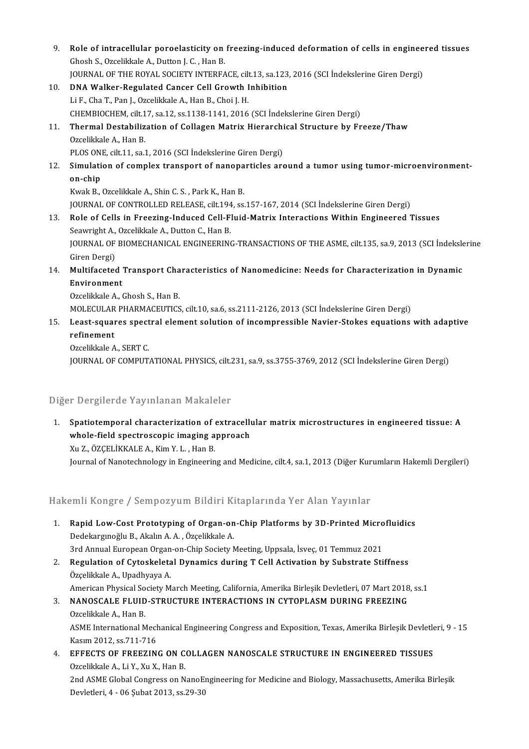9. **Role of intracellular poroelasticity on freezing-induced deformation of cells in engineered tissues**
   Ghosh S., Ozcelikkale A., Dutton J. C. , Han B.
   JOURNAL OF THE ROYAL SOCIETY INTERFACE, cilt.13, sa.123, 2016 (SCI İndekslerine Giren Dergi)
10. **DNA Walker-Regulated Cancer Cell Growth Inhibition**
    Li F., Cha T., Pan J., Ozcelikkale A., Han B., Choi J. H.
    CHEMBIOCHEM, cilt.17, sa.12, ss.1138-1141, 2016 (SCI İndekslerine Giren Dergi)
11. **Thermal Destabilization of Collagen Matrix Hierarchical Structure by Freeze/Thaw**
    Ozcelikkale A., Han B.
    PLOS ONE, cilt.11, sa.1, 2016 (SCI İndekslerine Giren Dergi)
12. **Simulation of complex transport of nanoparticles around a tumor using tumor-microenvironment-on-chip**
    Kwak B., Ozcelikkale A., Shin C. S. , Park K., Han B.
    JOURNAL OF CONTROLLED RELEASE, cilt.194, ss.157-167, 2014 (SCI İndekslerine Giren Dergi)
13. **Role of Cells in Freezing-Induced Cell-Fluid-Matrix Interactions Within Engineered Tissues**
    Seawright A., Ozcelikkale A., Dutton C., Han B.
    JOURNAL OF BIOMECHANICAL ENGINEERING-TRANSACTIONS OF THE ASME, cilt.135, sa.9, 2013 (SCI İndekslerine Giren Dergi)
14. **Multifaceted Transport Characteristics of Nanomedicine: Needs for Characterization in Dynamic Environment**
    Ozcelikkale A., Ghosh S., Han B.
    MOLECULAR PHARMACEUTICS, cilt.10, sa.6, ss.2111-2126, 2013 (SCI İndekslerine Giren Dergi)
15. **Least-squares spectral element solution of incompressible Navier-Stokes equations with adaptive refinement**
    Ozcelikkale A., SERT C.
    JOURNAL OF COMPUTATIONAL PHYSICS, cilt.231, sa.9, ss.3755-3769, 2012 (SCI İndekslerine Giren Dergi)

## Diğer Dergilerde Yayınlanan Makaleler

1. **Spatiotemporal characterization of extracellular matrix microstructures in engineered tissue: A whole-field spectroscopic imaging approach**
   Xu Z., ÖZÇELİKKALE A., Kim Y. L. , Han B.
   Journal of Nanotechnology in Engineering and Medicine, cilt.4, sa.1, 2013 (Diğer Kurumların Hakemli Dergileri)

## Hakemli Kongre / Sempozyum Bildiri Kitaplarında Yer Alan Yayınlar

1. **Rapid Low-Cost Prototyping of Organ-on-Chip Platforms by 3D-Printed Microfluidics**
   Dedekargınoğlu B., Akalın A. A. , Özçelikkale A.
   3rd Annual European Organ-on-Chip Society Meeting, Uppsala, İsveç, 01 Temmuz 2021
2. **Regulation of Cytoskeletal Dynamics during T Cell Activation by Substrate Stiffness**
   Özçelikkale A., Upadhyaya A.
   American Physical Society March Meeting, California, Amerika Birleşik Devletleri, 07 Mart 2018, ss.1
3. **NANOSCALE FLUID-STRUCTURE INTERACTIONS IN CYTOPLASM DURING FREEZING**
   Ozcelikkale A., Han B.
   ASME International Mechanical Engineering Congress and Exposition, Texas, Amerika Birleşik Devletleri, 9 - 15 Kasım 2012, ss.711-716
4. **EFFECTS OF FREEZING ON COLLAGEN NANOSCALE STRUCTURE IN ENGINEERED TISSUES**
   Ozcelikkale A., Li Y., Xu X., Han B.
   2nd ASME Global Congress on NanoEngineering for Medicine and Biology, Massachusetts, Amerika Birleşik Devletleri, 4 - 06 Şubat 2013, ss.29-30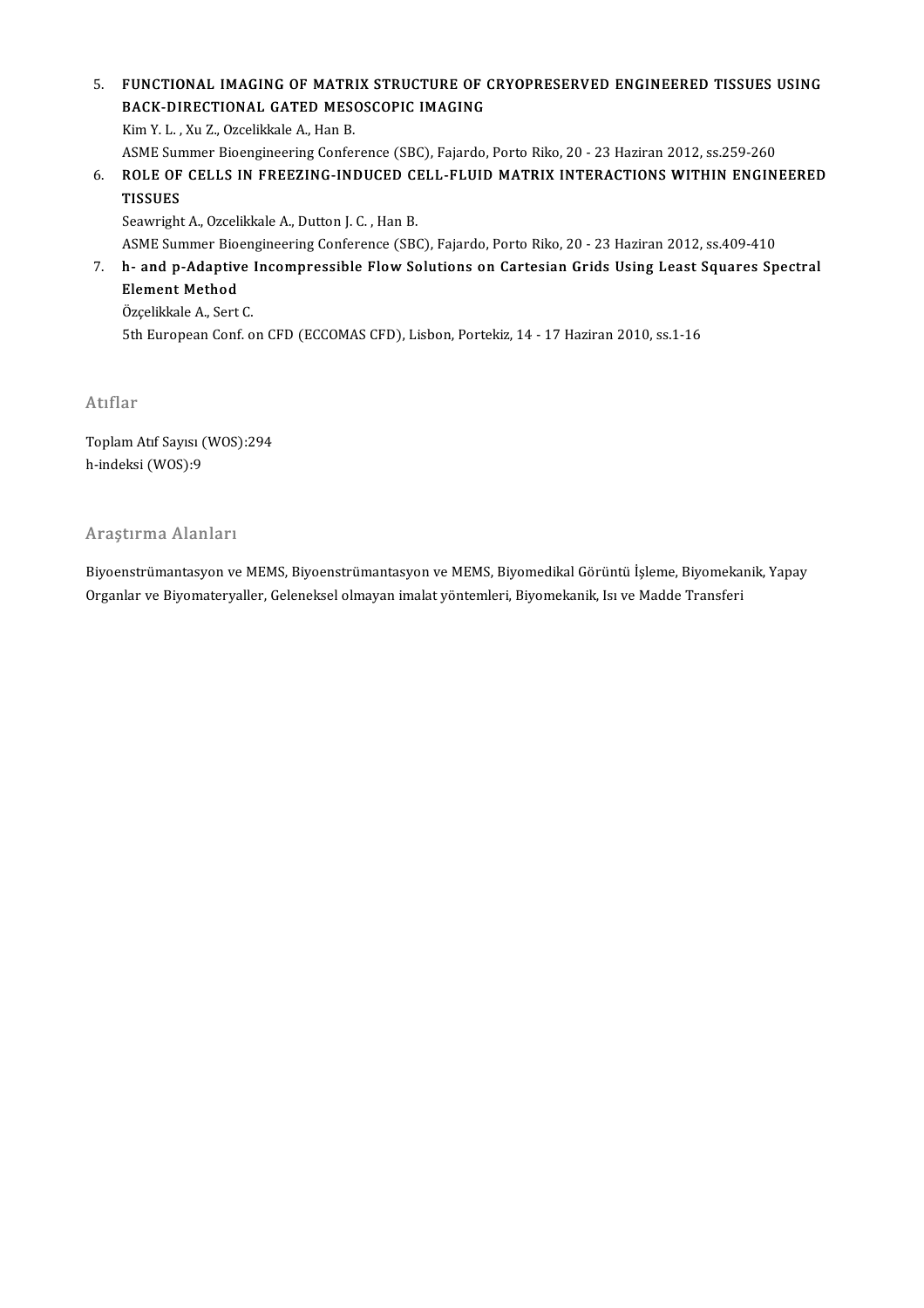5. **FUNCTIONAL IMAGING OF MATRIX STRUCTURE OF CRYOPRESERVED ENGINEERED TISSUES USING BACK-DIRECTIONAL GATED MESOSCOPIC IMAGING**
   Kim Y. L. , Xu Z., Ozcelikkale A., Han B.
   ASME Summer Bioengineering Conference (SBC), Fajardo, Porto Riko, 20 - 23 Haziran 2012, ss.259-260
6. **ROLE OF CELLS IN FREEZING-INDUCED CELL-FLUID MATRIX INTERACTIONS WITHIN ENGINEERED TISSUES**
   Seawright A., Ozcelikkale A., Dutton J. C. , Han B.
   ASME Summer Bioengineering Conference (SBC), Fajardo, Porto Riko, 20 - 23 Haziran 2012, ss.409-410
7. **h- and p-Adaptive Incompressible Flow Solutions on Cartesian Grids Using Least Squares Spectral Element Method**
   Özçelikkale A., Sert C.
   5th European Conf. on CFD (ECCOMAS CFD), Lisbon, Portekiz, 14 - 17 Haziran 2010, ss.1-16

## Atıflar

Toplam Atıf Sayısı (WOS):294
h-indeksi (WOS):9

## Araştırma Alanları

Biyoenstrümantasyon ve MEMS, Biyoenstrümantasyon ve MEMS, Biyomedikal Görüntü İşleme, Biyomekanik, Yapay Organlar ve Biyomateryaller, Geleneksel olmayan imalat yöntemleri, Biyomekanik, Isı ve Madde Transferi